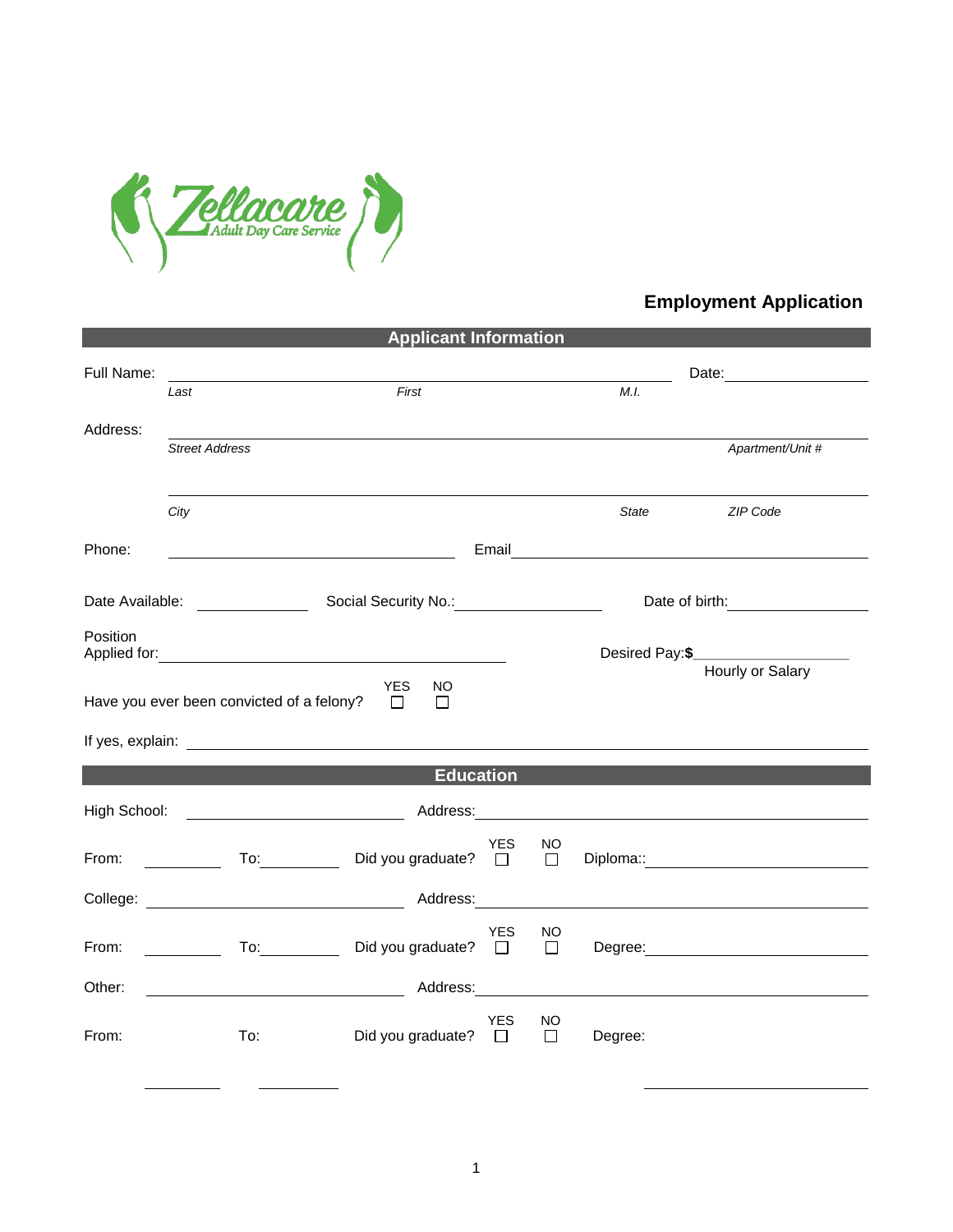Zellacare Adult Day Care Service

# Employment Application

## Applicant Information

Full Name: ______________________________________ Date: ____________

*Last* *First* *M.I.*

Address: ______________________________________

*Street Address* *Apartment/Unit #*

______________________________________

*City* *State* *ZIP Code*

Phone: ____________________ Email ____________________

Date Available: __________ Social Security No.: ____________ Date of birth: ____________

Position Applied for: ______________________________ Desired Pay:$____________ Hourly or Salary

Have you ever been convicted of a felony? YES ☐ NO ☐

If yes, explain: ______________________________________

## Education

High School: ____________________ Address: ____________________

From: ________ To: ________ Did you graduate? YES ☐ NO ☐ Diploma:: ____________

College: ____________________ Address: ____________________

From: ________ To: ________ Did you graduate? YES ☐ NO ☐ Degree: ____________

Other: ____________________ Address: ____________________

From: ________ To: ________ Did you graduate? YES ☐ NO ☐ Degree: ____________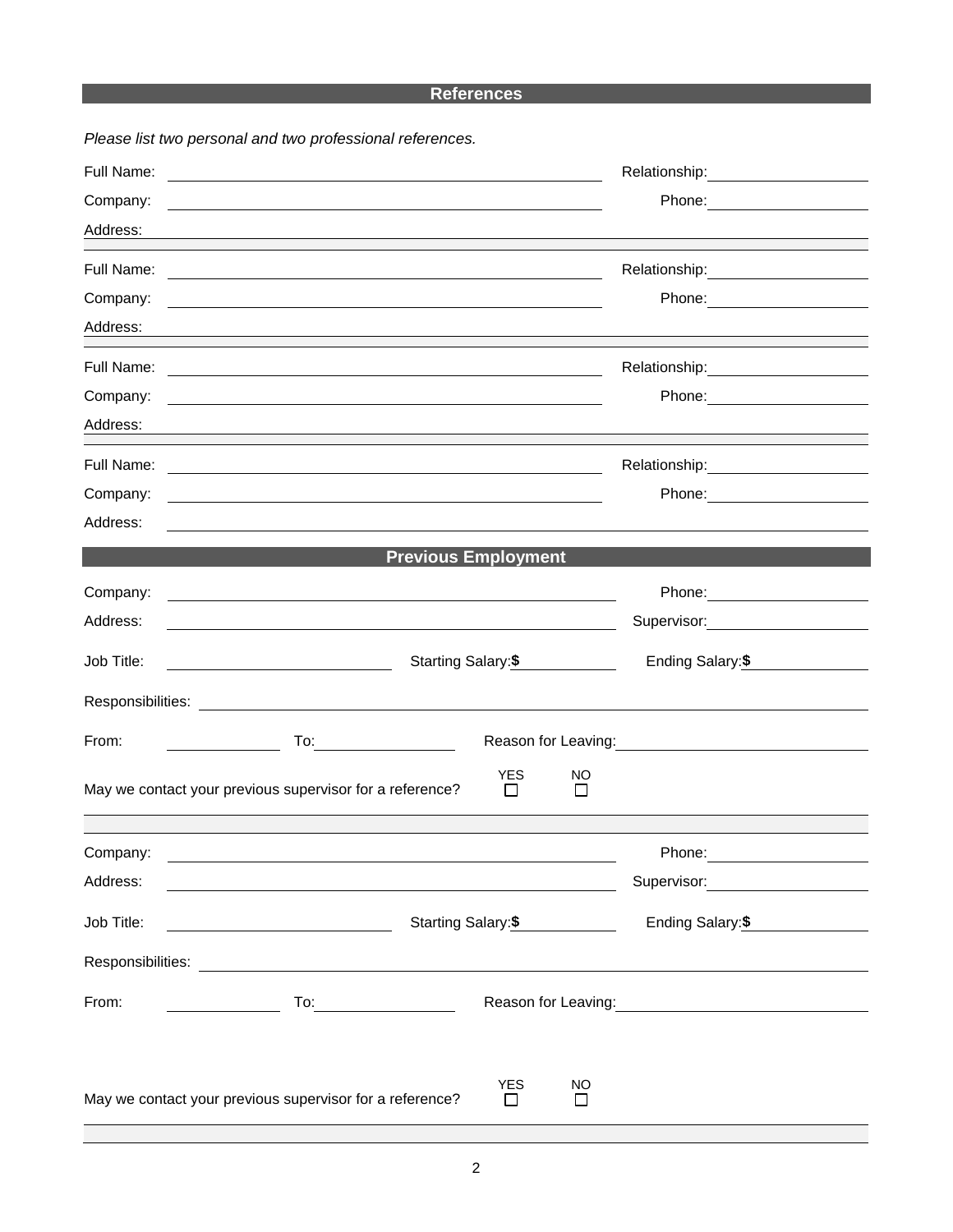## References

*Please list two personal and two professional references.*

Full Name: ______________________ Relationship: ______________________

Company: ______________________ Phone: ______________________

Address: ______________________

Full Name: ______________________ Relationship: ______________________

Company: ______________________ Phone: ______________________

Address: ______________________

Full Name: ______________________ Relationship: ______________________

Company: ______________________ Phone: ______________________

Address: ______________________

Full Name: ______________________ Relationship: ______________________

Company: ______________________ Phone: ______________________

Address: ______________________

## Previous Employment

Company: ______________________ Phone: ______________________

Address: ______________________ Supervisor: ______________________

Job Title: ______________________ Starting Salary: **$** ____________ Ending Salary: **$** ____________

Responsibilities: ______________________

From: ____________ To: ____________ Reason for Leaving: ______________________

May we contact your previous supervisor for a reference? YES ☐ NO ☐

Company: ______________________ Phone: ______________________

Address: ______________________ Supervisor: ______________________

Job Title: ______________________ Starting Salary: **$** ____________ Ending Salary: **$** ____________

Responsibilities: ______________________

From: ____________ To: ____________ Reason for Leaving: ______________________

May we contact your previous supervisor for a reference? YES ☐ NO ☐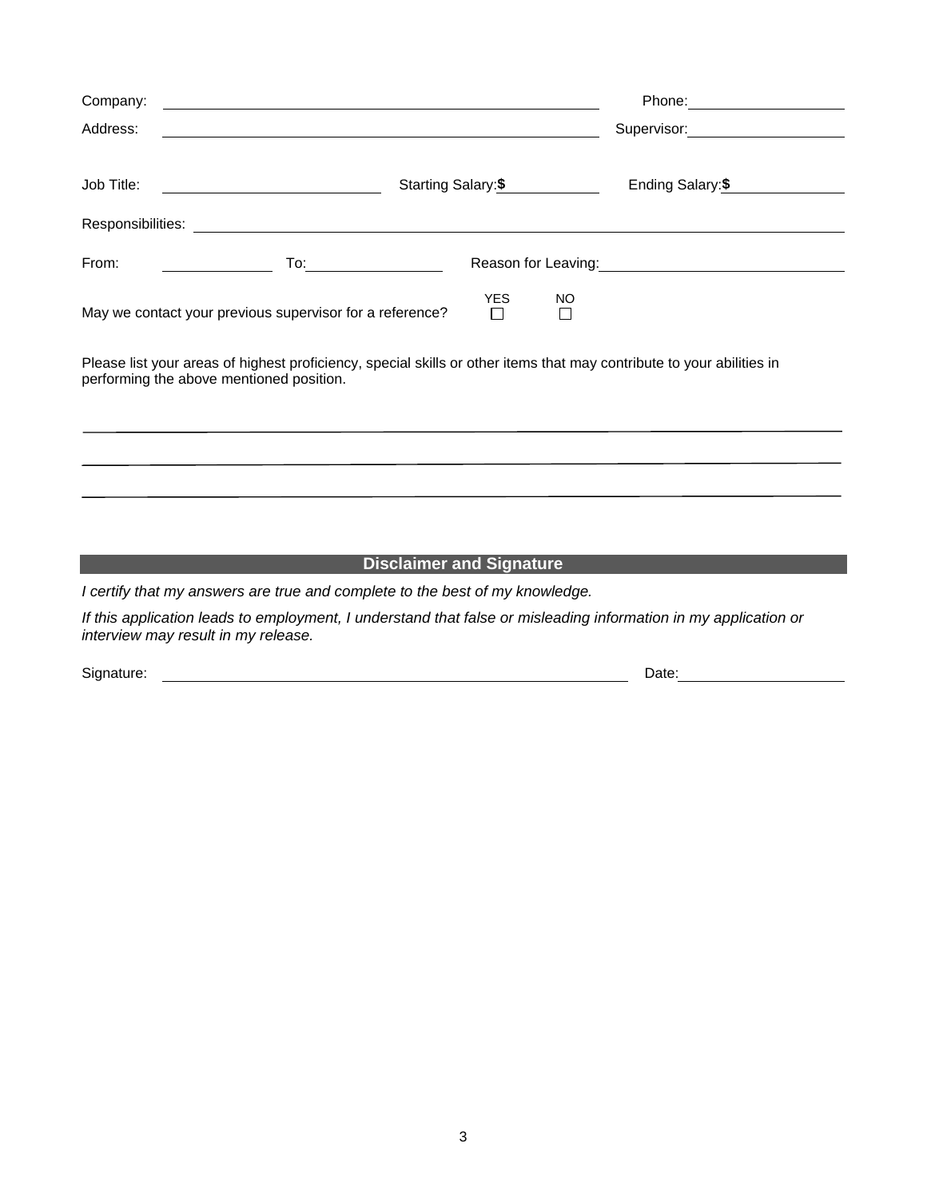Company: \_\_\_\_\_\_\_\_\_\_\_\_\_\_\_\_\_\_\_\_\_\_\_\_ Phone: \_\_\_\_\_\_\_\_\_\_\_\_

Address: \_\_\_\_\_\_\_\_\_\_\_\_\_\_\_\_\_\_\_\_\_\_\_\_ Supervisor: \_\_\_\_\_\_\_\_\_\_\_\_

Job Title: \_\_\_\_\_\_\_\_\_\_\_\_ Starting Salary: **$** \_\_\_\_\_\_\_\_ Ending Salary: **$** \_\_\_\_\_\_\_\_

Responsibilities: \_\_\_\_\_\_\_\_\_\_\_\_\_\_\_\_\_\_\_\_\_\_\_\_

From: \_\_\_\_\_\_\_\_ To: \_\_\_\_\_\_\_\_ Reason for Leaving: \_\_\_\_\_\_\_\_\_\_\_\_

May we contact your previous supervisor for a reference? YES ☐ NO ☐

Please list your areas of highest proficiency, special skills or other items that may contribute to your abilities in performing the above mentioned position.

\_\_\_\_\_\_\_\_\_\_\_\_\_\_\_\_\_\_\_\_\_\_\_\_\_\_\_\_\_\_\_\_\_\_\_\_\_\_\_\_

\_\_\_\_\_\_\_\_\_\_\_\_\_\_\_\_\_\_\_\_\_\_\_\_\_\_\_\_\_\_\_\_\_\_\_\_\_\_\_\_

\_\_\_\_\_\_\_\_\_\_\_\_\_\_\_\_\_\_\_\_\_\_\_\_\_\_\_\_\_\_\_\_\_\_\_\_\_\_\_\_

## Disclaimer and Signature

*I certify that my answers are true and complete to the best of my knowledge.*

*If this application leads to employment, I understand that false or misleading information in my application or interview may result in my release.*

Signature: \_\_\_\_\_\_\_\_\_\_\_\_\_\_\_\_\_\_\_\_\_\_\_\_ Date: \_\_\_\_\_\_\_\_\_\_\_\_